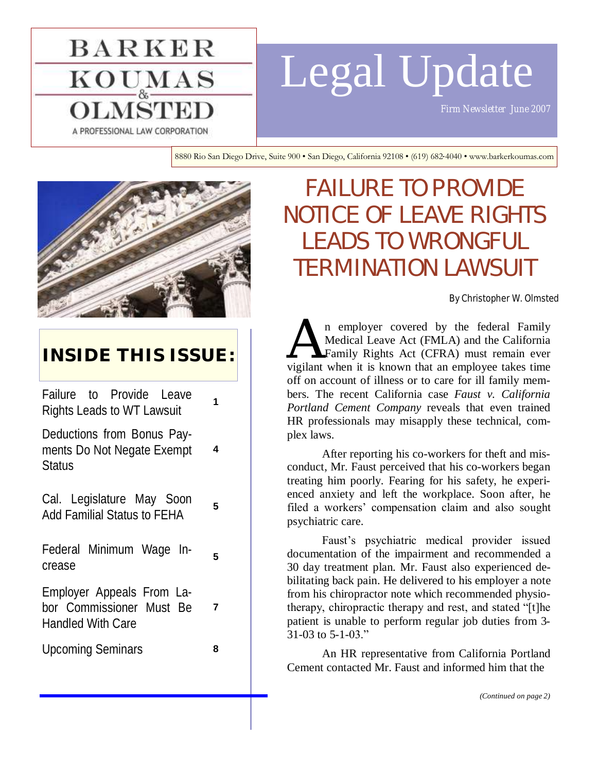BARKER KOUMAS & OLMSTED

A PROFESSIONAL LAW CORPORATION

# Legal Update

*Firm Newsletter June 2007*

8880 Rio San Diego Drive, Suite 900 • San Diego, California 92108 • (619) 682-4040 • www.barkerkoumas.com

## INSIDE THIS ISSUE:

| | |
|---|---|
| Failure to Provide Leave Rights Leads to WT Lawsuit | 1 |
| Deductions from Bonus Payments Do Not Negate Exempt Status | 4 |
| Cal. Legislature May Soon Add Familial Status to FEHA | 5 |
| Federal Minimum Wage Increase | 5 |
| Employer Appeals From Labor Commissioner Must Be Handled With Care | 7 |
| Upcoming Seminars | 8 |

# FAILURE TO PROVIDE NOTICE OF LEAVE RIGHTS LEADS TO WRONGFUL TERMINATION LAWSUIT

By Christopher W. Olmsted

An employer covered by the federal Family Medical Leave Act (FMLA) and the California Family Rights Act (CFRA) must remain ever vigilant when it is known that an employee takes time off on account of illness or to care for ill family members. The recent California case *Faust v. California Portland Cement Company* reveals that even trained HR professionals may misapply these technical, complex laws.

After reporting his co-workers for theft and misconduct, Mr. Faust perceived that his co-workers began treating him poorly. Fearing for his safety, he experienced anxiety and left the workplace. Soon after, he filed a workers' compensation claim and also sought psychiatric care.

Faust's psychiatric medical provider issued documentation of the impairment and recommended a 30 day treatment plan. Mr. Faust also experienced debilitating back pain. He delivered to his employer a note from his chiropractor note which recommended physiotherapy, chiropractic therapy and rest, and stated "[t]he patient is unable to perform regular job duties from 3-31-03 to 5-1-03."

An HR representative from California Portland Cement contacted Mr. Faust and informed him that the

*(Continued on page 2)*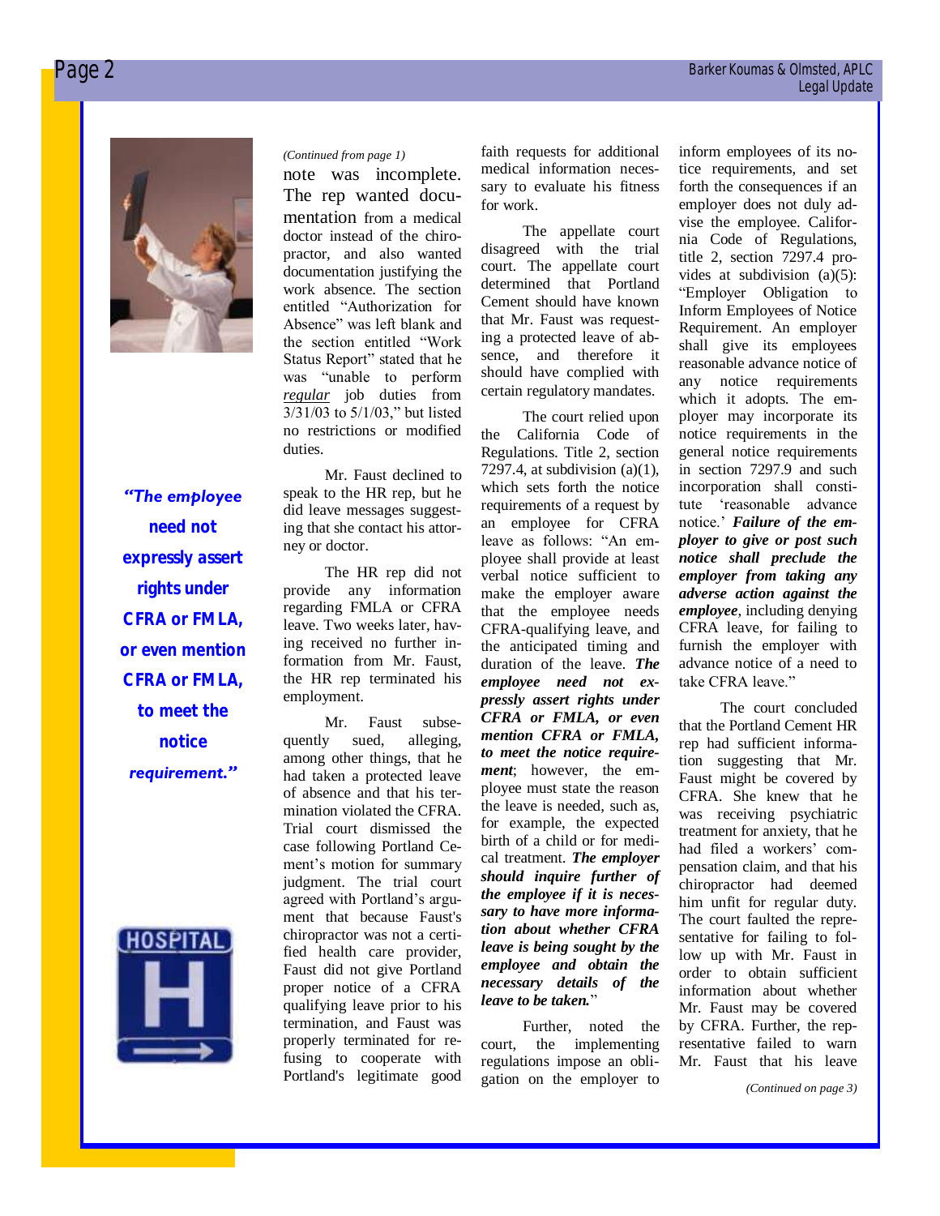*(Continued from page 1)*

note was incomplete. The rep wanted documentation from a medical doctor instead of the chiropractor, and also wanted documentation justifying the work absence. The section entitled "Authorization for Absence" was left blank and the section entitled "Work Status Report" stated that he was "unable to perform *regular* job duties from 3/31/03 to 5/1/03," but listed no restrictions or modified duties.

Mr. Faust declined to speak to the HR rep, but he did leave messages suggesting that she contact his attorney or doctor.

The HR rep did not provide any information regarding FMLA or CFRA leave. Two weeks later, having received no further information from Mr. Faust, the HR rep terminated his employment.

Mr. Faust subsequently sued, alleging, among other things, that he had taken a protected leave of absence and that his termination violated the CFRA. Trial court dismissed the case following Portland Cement's motion for summary judgment. The trial court agreed with Portland's argument that because Faust's chiropractor was not a certified health care provider, Faust did not give Portland proper notice of a CFRA qualifying leave prior to his termination, and Faust was properly terminated for refusing to cooperate with Portland's legitimate good faith requests for additional medical information necessary to evaluate his fitness for work.

The appellate court disagreed with the trial court. The appellate court determined that Portland Cement should have known that Mr. Faust was requesting a protected leave of absence, and therefore it should have complied with certain regulatory mandates.

The court relied upon the California Code of Regulations. Title 2, section 7297.4, at subdivision (a)(1), which sets forth the notice requirements of a request by an employee for CFRA leave as follows: "An employee shall provide at least verbal notice sufficient to make the employer aware that the employee needs CFRA-qualifying leave, and the anticipated timing and duration of the leave. ***The employee need not expressly assert rights under CFRA or FMLA, or even mention CFRA or FMLA, to meet the notice requirement***; however, the employee must state the reason the leave is needed, such as, for example, the expected birth of a child or for medical treatment. ***The employer should inquire further of the employee if it is necessary to have more information about whether CFRA leave is being sought by the employee and obtain the necessary details of the leave to be taken.***"

> ***"The employee need not expressly assert rights under CFRA or FMLA, or even mention CFRA or FMLA, to meet the notice requirement."***

Further, noted the court, the implementing regulations impose an obligation on the employer to inform employees of its notice requirements, and set forth the consequences if an employer does not duly advise the employee. California Code of Regulations, title 2, section 7297.4 provides at subdivision (a)(5): "Employer Obligation to Inform Employees of Notice Requirement. An employer shall give its employees reasonable advance notice of any notice requirements which it adopts. The employer may incorporate its notice requirements in the general notice requirements in section 7297.9 and such incorporation shall constitute 'reasonable advance notice.' ***Failure of the employer to give or post such notice shall preclude the employer from taking any adverse action against the employee***, including denying CFRA leave, for failing to furnish the employer with advance notice of a need to take CFRA leave."

The court concluded that the Portland Cement HR rep had sufficient information suggesting that Mr. Faust might be covered by CFRA. She knew that he was receiving psychiatric treatment for anxiety, that he had filed a workers' compensation claim, and that his chiropractor had deemed him unfit for regular duty. The court faulted the representative for failing to follow up with Mr. Faust in order to obtain sufficient information about whether Mr. Faust may be covered by CFRA. Further, the representative failed to warn Mr. Faust that his leave

*(Continued on page 3)*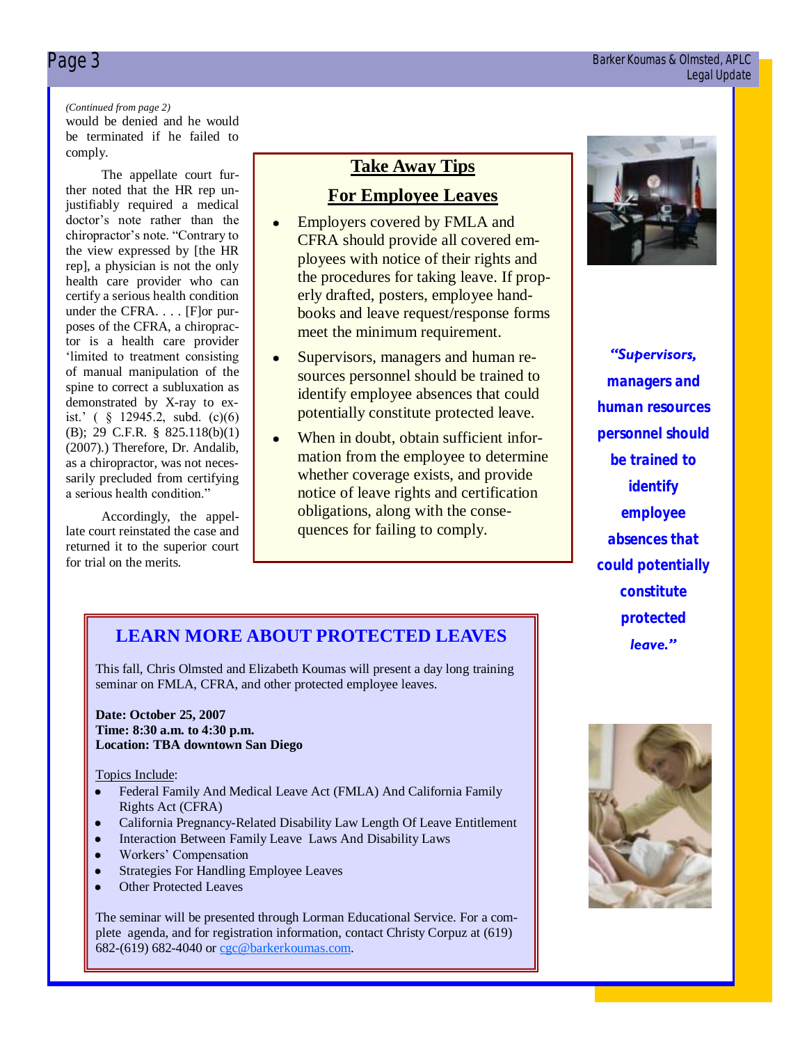*(Continued from page 2)*

would be denied and he would be terminated if he failed to comply.

The appellate court further noted that the HR rep unjustifiably required a medical doctor's note rather than the chiropractor's note. "Contrary to the view expressed by [the HR rep], a physician is not the only health care provider who can certify a serious health condition under the CFRA. . . . [F]or purposes of the CFRA, a chiropractor is a health care provider 'limited to treatment consisting of manual manipulation of the spine to correct a subluxation as demonstrated by X-ray to exist.' ( § 12945.2, subd. (c)(6)(B); 29 C.F.R. § 825.118(b)(1) (2007).) Therefore, Dr. Andalib, as a chiropractor, was not necessarily precluded from certifying a serious health condition."

Accordingly, the appellate court reinstated the case and returned it to the superior court for trial on the merits.

## Take Away Tips For Employee Leaves

- Employers covered by FMLA and CFRA should provide all covered employees with notice of their rights and the procedures for taking leave. If properly drafted, posters, employee handbooks and leave request/response forms meet the minimum requirement.
- Supervisors, managers and human resources personnel should be trained to identify employee absences that could potentially constitute protected leave.
- When in doubt, obtain sufficient information from the employee to determine whether coverage exists, and provide notice of leave rights and certification obligations, along with the consequences for failing to comply.

***"Supervisors, managers and human resources personnel should be trained to identify employee absences that could potentially constitute protected leave."***

## LEARN MORE ABOUT PROTECTED LEAVES

This fall, Chris Olmsted and Elizabeth Koumas will present a day long training seminar on FMLA, CFRA, and other protected employee leaves.

**Date: October 25, 2007**
**Time: 8:30 a.m. to 4:30 p.m.**
**Location: TBA downtown San Diego**

Topics Include:

- Federal Family And Medical Leave Act (FMLA) And California Family Rights Act (CFRA)
- California Pregnancy-Related Disability Law Length Of Leave Entitlement
- Interaction Between Family Leave Laws And Disability Laws
- Workers' Compensation
- Strategies For Handling Employee Leaves
- Other Protected Leaves

The seminar will be presented through Lorman Educational Service. For a complete agenda, and for registration information, contact Christy Corpuz at (619) 682-(619) 682-4040 or cgc@barkerkoumas.com.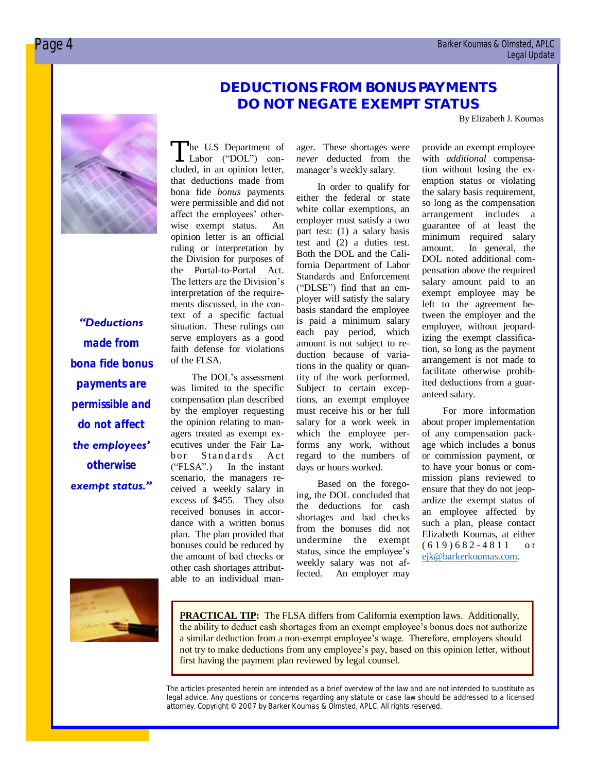# DEDUCTIONS FROM BONUS PAYMENTS DO NOT NEGATE EXEMPT STATUS

By Elizabeth J. Koumas

The U.S Department of Labor ("DOL") concluded, in an opinion letter, that deductions made from bona fide *bonus* payments were permissible and did not affect the employees' otherwise exempt status. An opinion letter is an official ruling or interpretation by the Division for purposes of the Portal-to-Portal Act. The letters are the Division's interpretation of the requirements discussed, in the context of a specific factual situation. These rulings can serve employers as a good faith defense for violations of the FLSA.

The DOL's assessment was limited to the specific compensation plan described by the employer requesting the opinion relating to managers treated as exempt executives under the Fair Labor Standards Act ("FLSA".) In the instant scenario, the managers received a weekly salary in excess of $455. They also received bonuses in accordance with a written bonus plan. The plan provided that bonuses could be reduced by the amount of bad checks or other cash shortages attributable to an individual manager. These shortages were *never* deducted from the manager's weekly salary.

*"Deductions made from bona fide bonus payments are permissible and do not affect the employees' otherwise exempt status."*

In order to qualify for either the federal or state white collar exemptions, an employer must satisfy a two part test: (1) a salary basis test and (2) a duties test. Both the DOL and the California Department of Labor Standards and Enforcement ("DLSE") find that an employer will satisfy the salary basis standard the employee is paid a minimum salary each pay period, which amount is not subject to reduction because of variations in the quality or quantity of the work performed. Subject to certain exceptions, an exempt employee must receive his or her full salary for a work week in which the employee performs any work, without regard to the numbers of days or hours worked.

Based on the foregoing, the DOL concluded that the deductions for cash shortages and bad checks from the bonuses did not undermine the exempt status, since the employee's weekly salary was not affected. An employer may provide an exempt employee with *additional* compensation without losing the exemption status or violating the salary basis requirement, so long as the compensation arrangement includes a guarantee of at least the minimum required salary amount. In general, the DOL noted additional compensation above the required salary amount paid to an exempt employee may be left to the agreement between the employer and the employee, without jeopardizing the exempt classification, so long as the payment arrangement is not made to facilitate otherwise prohibited deductions from a guaranteed salary.

For more information about proper implementation of any compensation package which includes a bonus or commission payment, or to have your bonus or commission plans reviewed to ensure that they do not jeopardize the exempt status of an employee affected by such a plan, please contact Elizabeth Koumas, at either (619)682-4811 or ejk@barkerkoumas.com.

**PRACTICAL TIP:** The FLSA differs from California exemption laws. Additionally, the ability to deduct cash shortages from an exempt employee's bonus does not authorize a similar deduction from a non-exempt employee's wage. Therefore, employers should not try to make deductions from any employee's pay, based on this opinion letter, without first having the payment plan reviewed by legal counsel.

The articles presented herein are intended as a brief overview of the law and are not intended to substitute as legal advice. Any questions or concerns regarding any statute or case law should be addressed to a licensed attorney. Copyright © 2007 by Barker Koumas & Olmsted, APLC. All rights reserved.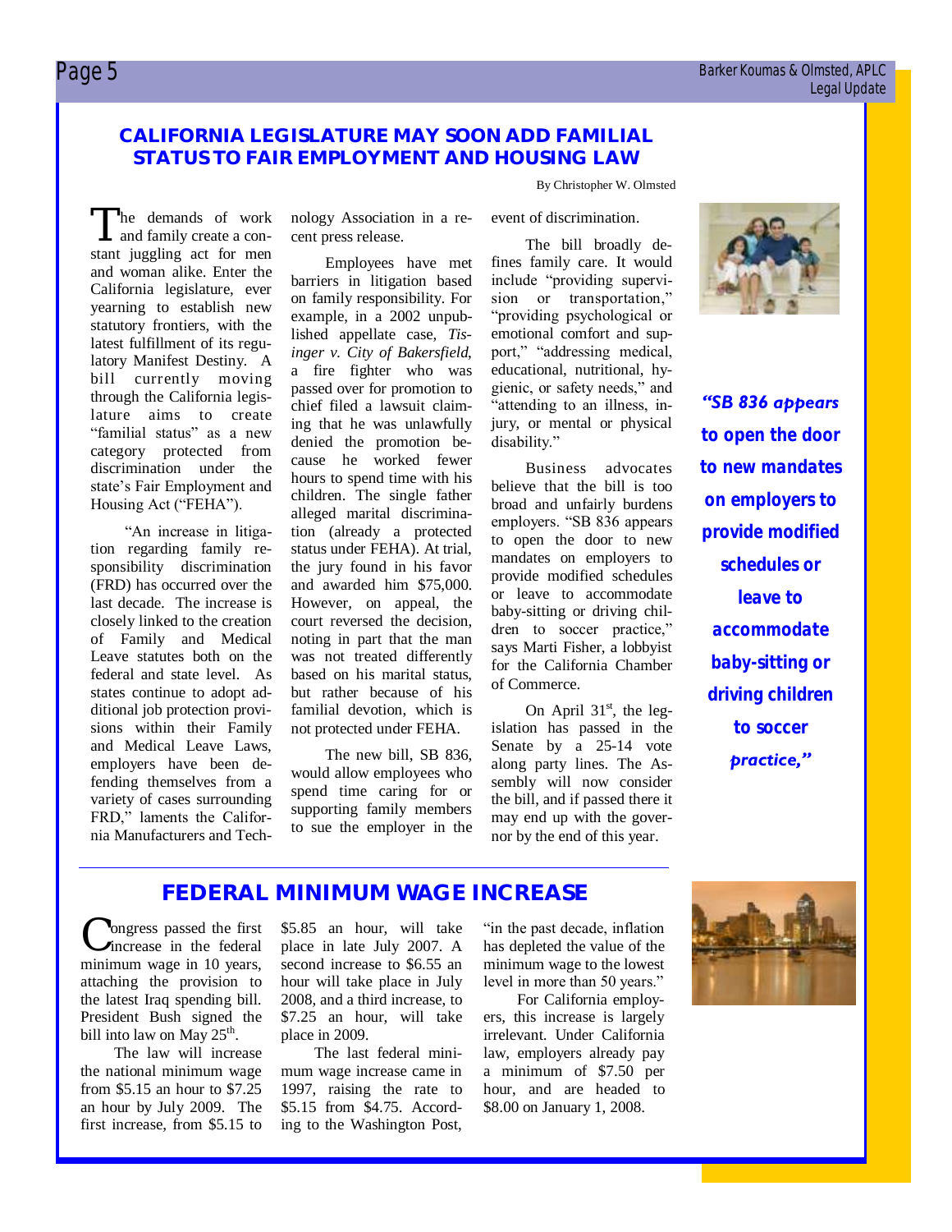## CALIFORNIA LEGISLATURE MAY SOON ADD FAMILIAL STATUS TO FAIR EMPLOYMENT AND HOUSING LAW

By Christopher W. Olmsted

The demands of work and family create a constant juggling act for men and woman alike. Enter the California legislature, ever yearning to establish new statutory frontiers, with the latest fulfillment of its regulatory Manifest Destiny. A bill currently moving through the California legislature aims to create "familial status" as a new category protected from discrimination under the state's Fair Employment and Housing Act ("FEHA").

"An increase in litigation regarding family responsibility discrimination (FRD) has occurred over the last decade. The increase is closely linked to the creation of Family and Medical Leave statutes both on the federal and state level. As states continue to adopt additional job protection provisions within their Family and Medical Leave Laws, employers have been defending themselves from a variety of cases surrounding FRD," laments the California Manufacturers and Technology Association in a recent press release.

Employees have met barriers in litigation based on family responsibility. For example, in a 2002 unpublished appellate case, *Tisinger v. City of Bakersfield*, a fire fighter who was passed over for promotion to chief filed a lawsuit claiming that he was unlawfully denied the promotion because he worked fewer hours to spend time with his children. The single father alleged marital discrimination (already a protected status under FEHA). At trial, the jury found in his favor and awarded him $75,000. However, on appeal, the court reversed the decision, noting in part that the man was not treated differently based on his marital status, but rather because of his familial devotion, which is not protected under FEHA.

The new bill, SB 836, would allow employees who spend time caring for or supporting family members to sue the employer in the event of discrimination.

The bill broadly defines family care. It would include "providing supervision or transportation," "providing psychological or emotional comfort and support," "addressing medical, educational, nutritional, hygienic, or safety needs," and "attending to an illness, injury, or mental or physical disability."

Business advocates believe that the bill is too broad and unfairly burdens employers. "SB 836 appears to open the door to new mandates on employers to provide modified schedules or leave to accommodate baby-sitting or driving children to soccer practice," says Marti Fisher, a lobbyist for the California Chamber of Commerce.

On April 31st, the legislation has passed in the Senate by a 25-14 vote along party lines. The Assembly will now consider the bill, and if passed there it may end up with the governor by the end of this year.

> ***"SB 836 appears to open the door to new mandates on employers to provide modified schedules or leave to accommodate baby-sitting or driving children to soccer practice,"***

## FEDERAL MINIMUM WAGE INCREASE

Congress passed the first increase in the federal minimum wage in 10 years, attaching the provision to the latest Iraq spending bill. President Bush signed the bill into law on May 25th.

The law will increase the national minimum wage from $5.15 an hour to $7.25 an hour by July 2009. The first increase, from $5.15 to $5.85 an hour, will take place in late July 2007. A second increase to $6.55 an hour will take place in July 2008, and a third increase, to $7.25 an hour, will take place in 2009.

The last federal minimum wage increase came in 1997, raising the rate to $5.15 from $4.75. According to the Washington Post, "in the past decade, inflation has depleted the value of the minimum wage to the lowest level in more than 50 years."

For California employers, this increase is largely irrelevant. Under California law, employers already pay a minimum of $7.50 per hour, and are headed to $8.00 on January 1, 2008.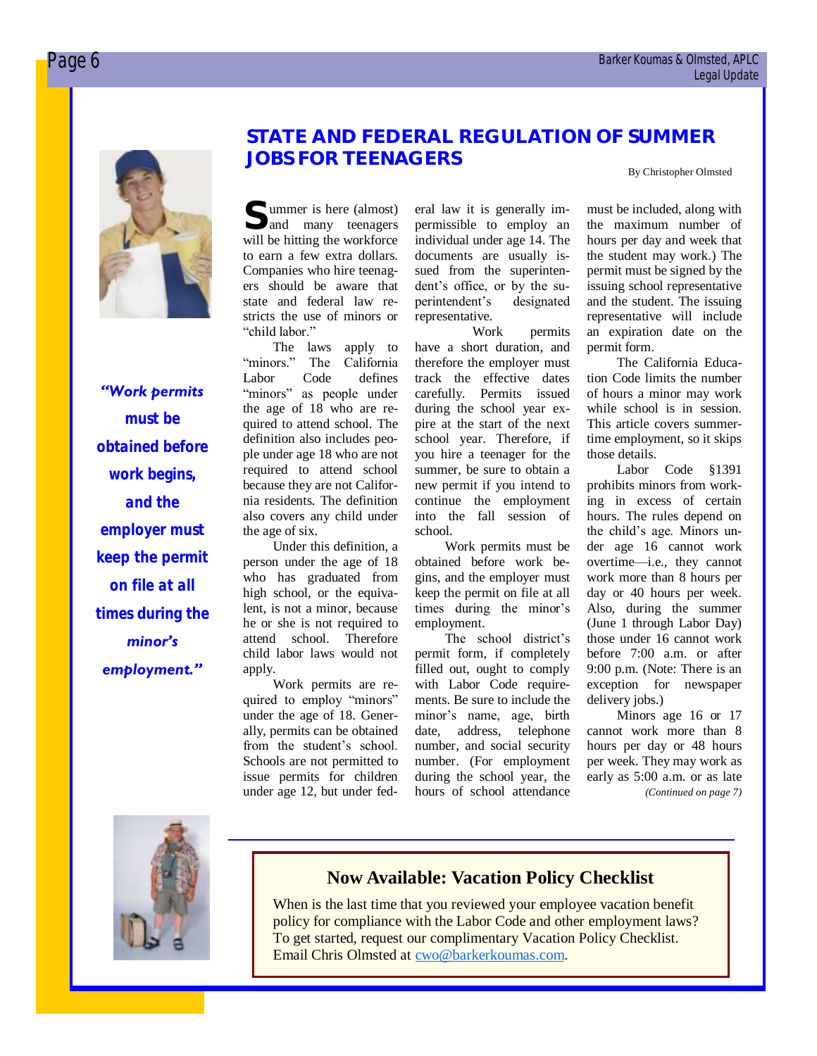## STATE AND FEDERAL REGULATION OF SUMMER JOBS FOR TEENAGERS

By Christopher Olmsted

*"Work permits must be obtained before work begins, and the employer must keep the permit on file at all times during the minor's employment."*

Summer is here (almost) and many teenagers will be hitting the workforce to earn a few extra dollars. Companies who hire teenagers should be aware that state and federal law restricts the use of minors or "child labor."

The laws apply to "minors." The California Labor Code defines "minors" as people under the age of 18 who are required to attend school. The definition also includes people under age 18 who are not required to attend school because they are not California residents. The definition also covers any child under the age of six.

Under this definition, a person under the age of 18 who has graduated from high school, or the equivalent, is not a minor, because he or she is not required to attend school. Therefore child labor laws would not apply.

Work permits are required to employ "minors" under the age of 18. Generally, permits can be obtained from the student's school. Schools are not permitted to issue permits for children under age 12, but under federal law it is generally impermissible to employ an individual under age 14. The documents are usually issued from the superintendent's office, or by the superintendent's designated representative.

Work permits have a short duration, and therefore the employer must track the effective dates carefully. Permits issued during the school year expire at the start of the next school year. Therefore, if you hire a teenager for the summer, be sure to obtain a new permit if you intend to continue the employment into the fall session of school.

Work permits must be obtained before work begins, and the employer must keep the permit on file at all times during the minor's employment.

The school district's permit form, if completely filled out, ought to comply with Labor Code requirements. Be sure to include the minor's name, age, birth date, address, telephone number, and social security number. (For employment during the school year, the hours of school attendance must be included, along with the maximum number of hours per day and week that the student may work.) The permit must be signed by the issuing school representative and the student. The issuing representative will include an expiration date on the permit form.

The California Education Code limits the number of hours a minor may work while school is in session. This article covers summertime employment, so it skips those details.

Labor Code §1391 prohibits minors from working in excess of certain hours. The rules depend on the child's age. Minors under age 16 cannot work overtime—i.e., they cannot work more than 8 hours per day or 40 hours per week. Also, during the summer (June 1 through Labor Day) those under 16 cannot work before 7:00 a.m. or after 9:00 p.m. (Note: There is an exception for newspaper delivery jobs.)

Minors age 16 or 17 cannot work more than 8 hours per day or 48 hours per week. They may work as early as 5:00 a.m. or as late

*(Continued on page 7)*

---

### Now Available: Vacation Policy Checklist

When is the last time that you reviewed your employee vacation benefit policy for compliance with the Labor Code and other employment laws? To get started, request our complimentary Vacation Policy Checklist. Email Chris Olmsted at cwo@barkerkoumas.com.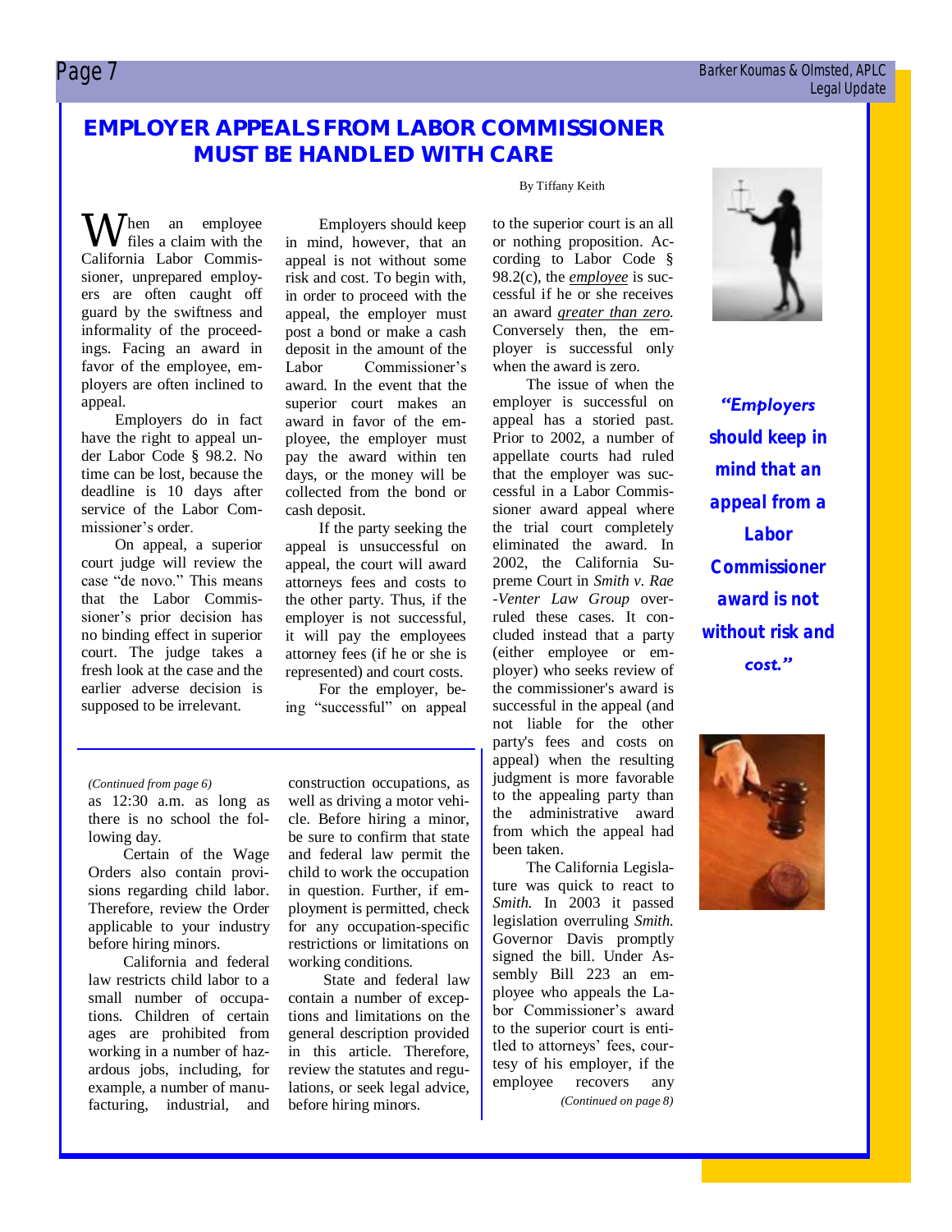# EMPLOYER APPEALS FROM LABOR COMMISSIONER MUST BE HANDLED WITH CARE

By Tiffany Keith

When an employee files a claim with the California Labor Commissioner, unprepared employers are often caught off guard by the swiftness and informality of the proceedings. Facing an award in favor of the employee, employers are often inclined to appeal.

Employers do in fact have the right to appeal under Labor Code § 98.2. No time can be lost, because the deadline is 10 days after service of the Labor Commissioner's order.

On appeal, a superior court judge will review the case "de novo." This means that the Labor Commissioner's prior decision has no binding effect in superior court. The judge takes a fresh look at the case and the earlier adverse decision is supposed to be irrelevant.

Employers should keep in mind, however, that an appeal is not without some risk and cost. To begin with, in order to proceed with the appeal, the employer must post a bond or make a cash deposit in the amount of the Labor Commissioner's award. In the event that the superior court makes an award in favor of the employee, the employer must pay the award within ten days, or the money will be collected from the bond or cash deposit.

If the party seeking the appeal is unsuccessful on appeal, the court will award attorneys fees and costs to the other party. Thus, if the employer is not successful, it will pay the employees attorney fees (if he or she is represented) and court costs.

For the employer, being "successful" on appeal to the superior court is an all or nothing proposition. According to Labor Code § 98.2(c), the *employee* is successful if he or she receives an award *greater than zero*. Conversely then, the employer is successful only when the award is zero.

The issue of when the employer is successful on appeal has a storied past. Prior to 2002, a number of appellate courts had ruled that the employer was successful in a Labor Commissioner award appeal where the trial court completely eliminated the award. In 2002, the California Supreme Court in *Smith v. Rae-Venter Law Group* overruled these cases. It concluded instead that a party (either employee or employer) who seeks review of the commissioner's award is successful in the appeal (and not liable for the other party's fees and costs on appeal) when the resulting judgment is more favorable to the appealing party than the administrative award from which the appeal had been taken.

The California Legislature was quick to react to *Smith.* In 2003 it passed legislation overruling *Smith.* Governor Davis promptly signed the bill. Under Assembly Bill 223 an employee who appeals the Labor Commissioner's award to the superior court is entitled to attorneys' fees, courtesy of his employer, if the employee recovers any

*(Continued on page 8)*

***"Employers should keep in mind that an appeal from a Labor Commissioner award is not without risk and cost."***

---

*(Continued from page 6)*

as 12:30 a.m. as long as there is no school the following day.

Certain of the Wage Orders also contain provisions regarding child labor. Therefore, review the Order applicable to your industry before hiring minors.

California and federal law restricts child labor to a small number of occupations. Children of certain ages are prohibited from working in a number of hazardous jobs, including, for example, a number of manufacturing, industrial, and construction occupations, as well as driving a motor vehicle. Before hiring a minor, be sure to confirm that state and federal law permit the child to work the occupation in question. Further, if employment is permitted, check for any occupation-specific restrictions or limitations on working conditions.

State and federal law contain a number of exceptions and limitations on the general description provided in this article. Therefore, review the statutes and regulations, or seek legal advice, before hiring minors.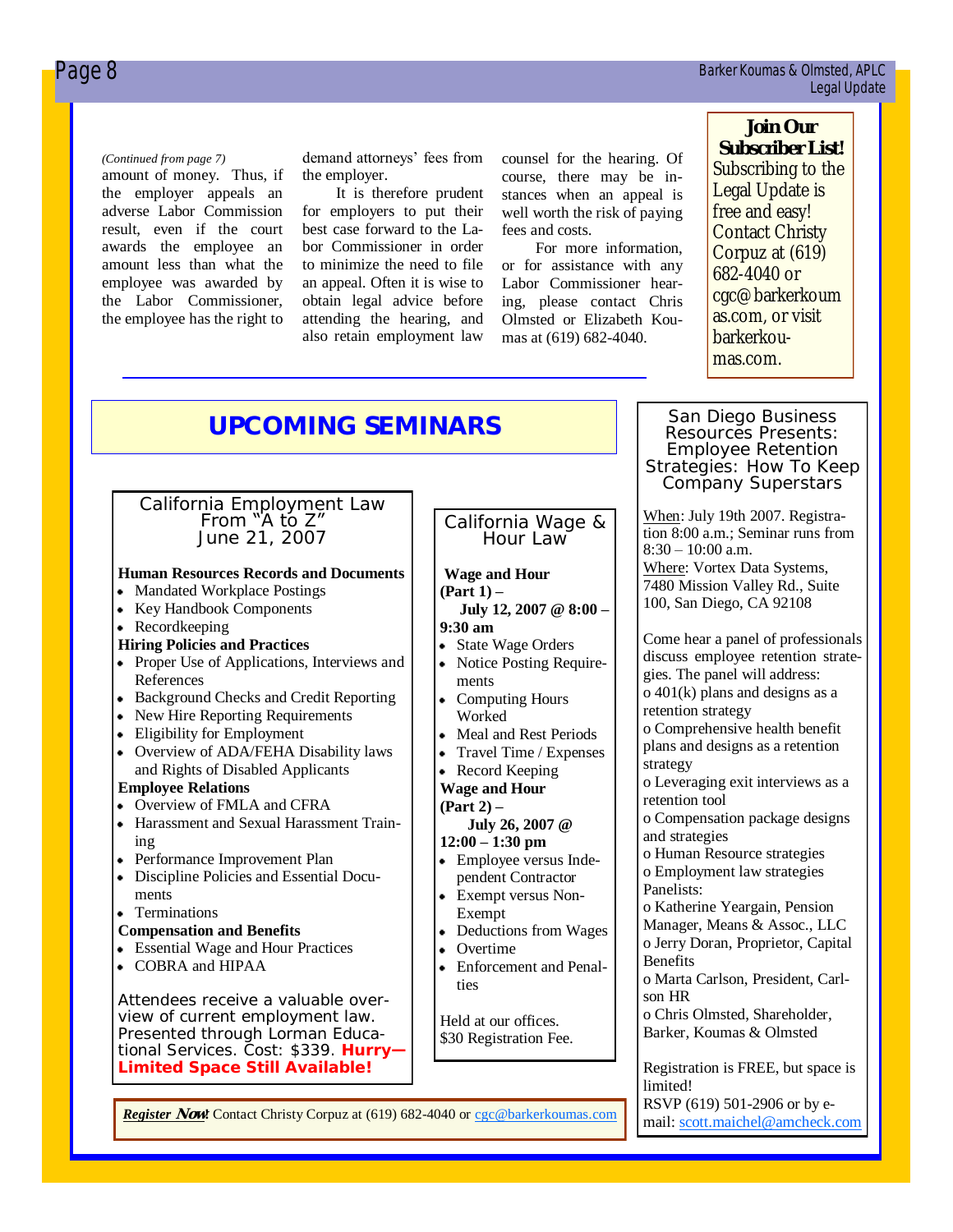*(Continued from page 7)*

amount of money. Thus, if the employer appeals an adverse Labor Commission result, even if the court awards the employee an amount less than what the employee was awarded by the Labor Commissioner, the employee has the right to demand attorneys' fees from the employer.

It is therefore prudent for employers to put their best case forward to the Labor Commissioner in order to minimize the need to file an appeal. Often it is wise to obtain legal advice before attending the hearing, and also retain employment law counsel for the hearing. Of course, there may be instances when an appeal is well worth the risk of paying fees and costs.

For more information, or for assistance with any Labor Commissioner hearing, please contact Chris Olmsted or Elizabeth Koumas at (619) 682-4040.

**Join Our Subscriber List!**

Subscribing to the Legal Update is free and easy! Contact Christy Corpuz at (619) 682-4040 or cgc@barkerkoumas.com, or visit barkerkoumas.com.

# UPCOMING SEMINARS

## California Employment Law From "A to Z" June 21, 2007

**Human Resources Records and Documents**

- Mandated Workplace Postings
- Key Handbook Components
- Recordkeeping

**Hiring Policies and Practices**

- Proper Use of Applications, Interviews and References
- Background Checks and Credit Reporting
- New Hire Reporting Requirements
- Eligibility for Employment
- Overview of ADA/FEHA Disability laws and Rights of Disabled Applicants

**Employee Relations**

- Overview of FMLA and CFRA
- Harassment and Sexual Harassment Training
- Performance Improvement Plan
- Discipline Policies and Essential Documents
- Terminations

**Compensation and Benefits**

- Essential Wage and Hour Practices
- COBRA and HIPAA

Attendees receive a valuable overview of current employment law. Presented through Lorman Educational Services. Cost: $339. **Hurry—Limited Space Still Available!**

## California Wage & Hour Law

**Wage and Hour (Part 1) – July 12, 2007 @ 8:00 – 9:30 am**

- State Wage Orders
- Notice Posting Requirements
- Computing Hours Worked
- Meal and Rest Periods
- Travel Time / Expenses
- Record Keeping

**Wage and Hour (Part 2) – July 26, 2007 @ 12:00 – 1:30 pm**

- Employee versus Independent Contractor
- Exempt versus Non-Exempt
- Deductions from Wages
- Overtime
- Enforcement and Penalties

Held at our offices.
$30 Registration Fee.

***Register Now!*** Contact Christy Corpuz at (619) 682-4040 or cgc@barkerkoumas.com

## San Diego Business Resources Presents: Employee Retention Strategies: How To Keep Company Superstars

When: July 19th 2007. Registration 8:00 a.m.; Seminar runs from 8:30 – 10:00 a.m.
Where: Vortex Data Systems, 7480 Mission Valley Rd., Suite 100, San Diego, CA 92108

Come hear a panel of professionals discuss employee retention strategies. The panel will address:
o 401(k) plans and designs as a retention strategy
o Comprehensive health benefit plans and designs as a retention strategy
o Leveraging exit interviews as a retention tool
o Compensation package designs and strategies
o Human Resource strategies
o Employment law strategies

Panelists:
o Katherine Yeargain, Pension Manager, Means & Assoc., LLC
o Jerry Doran, Proprietor, Capital Benefits
o Marta Carlson, President, Carlson HR
o Chris Olmsted, Shareholder, Barker, Koumas & Olmsted

Registration is FREE, but space is limited!
RSVP (619) 501-2906 or by e-mail: scott.maichel@amcheck.com